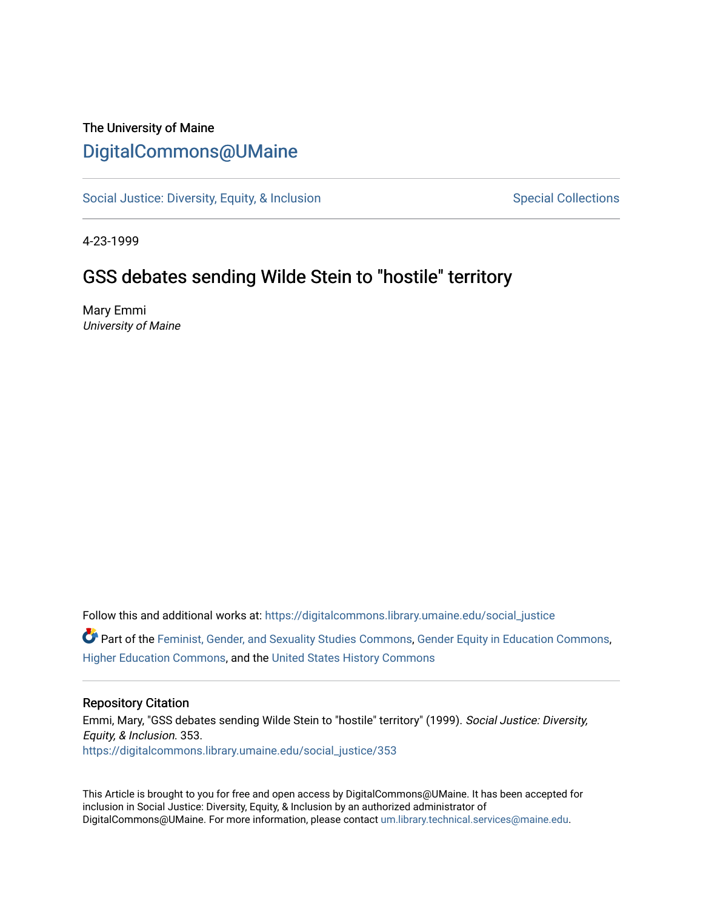The University of Maine

# DigitalCommons@UMaine

Social Justice: Diversity, Equity, & Inclusion Special Collections

4-23-1999

## GSS debates sending Wilde Stein to "hostile" territory

Mary Emmi
*University of Maine*

Follow this and additional works at: https://digitalcommons.library.umaine.edu/social_justice

Part of the Feminist, Gender, and Sexuality Studies Commons, Gender Equity in Education Commons, Higher Education Commons, and the United States History Commons

### Repository Citation

Emmi, Mary, "GSS debates sending Wilde Stein to "hostile" territory" (1999). *Social Justice: Diversity, Equity, & Inclusion*. 353.
https://digitalcommons.library.umaine.edu/social_justice/353

This Article is brought to you for free and open access by DigitalCommons@UMaine. It has been accepted for inclusion in Social Justice: Diversity, Equity, & Inclusion by an authorized administrator of DigitalCommons@UMaine. For more information, please contact um.library.technical.services@maine.edu.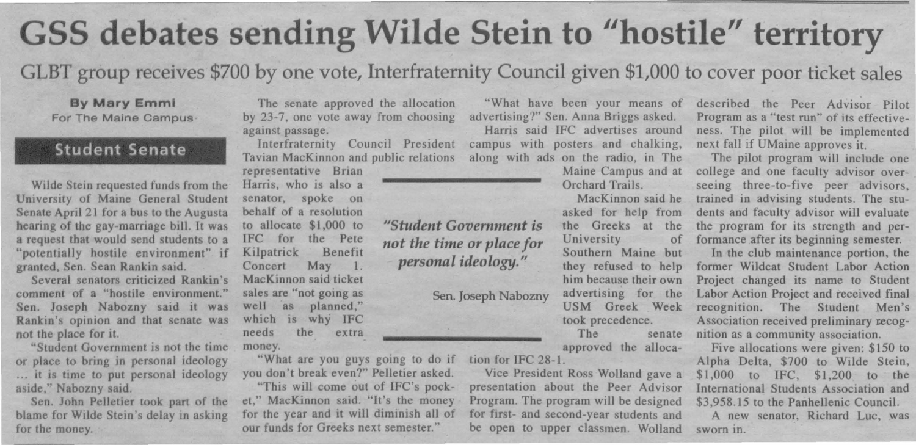# GSS debates sending Wilde Stein to "hostile" territory

## GLBT group receives $700 by one vote, Interfraternity Council given $1,000 to cover poor ticket sales

**By Mary Emmi**
For The Maine Campus

**Student Senate**

Wilde Stein requested funds from the University of Maine General Student Senate April 21 for a bus to the Augusta hearing of the gay-marriage bill. It was a request that would send students to a "potentially hostile environment" if granted, Sen. Sean Rankin said.

Several senators criticized Rankin's comment of a "hostile environment." Sen. Joseph Nabozny said it was Rankin's opinion and that senate was not the place for it.

"Student Government is not the time or place to bring in personal ideology ... it is time to put personal ideology aside," Nabozny said.

Sen. John Pelletier took part of the blame for Wilde Stein's delay in asking for the money.

The senate approved the allocation by 23-7, one vote away from choosing against passage.

Interfraternity Council President Tavian MacKinnon and public relations representative Brian Harris, who is also a senator, spoke on behalf of a resolution to allocate $1,000 to IFC for the Pete Kilpatrick Benefit Concert May 1. MacKinnon said ticket sales are "not going as well as planned," which is why IFC needs the extra money.

> *"Student Government is not the time or place for personal ideology."*
>
> Sen. Joseph Nabozny

"What are you guys going to do if you don't break even?" Pelletier asked.

"This will come out of IFC's pocket," MacKinnon said. "It's the money for the year and it will diminish all of our funds for Greeks next semester."

"What have been your means of advertising?" Sen. Anna Briggs asked.

Harris said IFC advertises around campus with posters and chalking, along with ads on the radio, in The Maine Campus and at Orchard Trails.

MacKinnon said he asked for help from the Greeks at the University of Southern Maine but they refused to help him because their own advertising for the USM Greek Week took precedence.

The senate approved the allocation for IFC 28-1.

Vice President Ross Wolland gave a presentation about the Peer Advisor Program. The program will be designed for first- and second-year students and be open to upper classmen. Wolland described the Peer Advisor Pilot Program as a "test run" of its effectiveness. The pilot will be implemented next fall if UMaine approves it.

The pilot program will include one college and one faculty advisor overseeing three-to-five peer advisors, trained in advising students. The students and faculty advisor will evaluate the program for its strength and performance after its beginning semester.

In the club maintenance portion, the former Wildcat Student Labor Action Project changed its name to Student Labor Action Project and received final recognition. The Student Men's Association received preliminary recognition as a community association.

Five allocations were given: $150 to Alpha Delta, $700 to Wilde Stein, $1,000 to IFC, $1,200 to the International Students Association and $3,958.15 to the Panhellenic Council.

A new senator, Richard Luc, was sworn in.